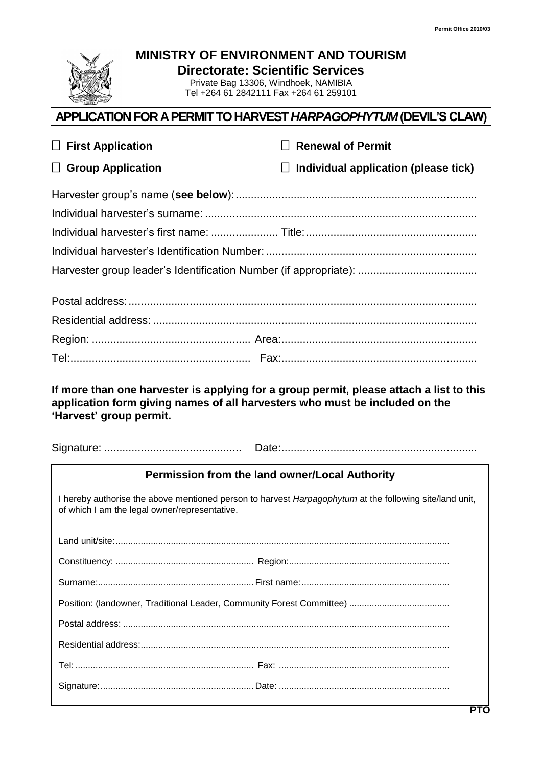Permit Office 2010/03

# MINISTRY OF ENVIRONMENT AND TOURISM

## Directorate: Scientific Services

Private Bag 13306, Windhoek, NAMIBIA
Tel +264 61 2842111 Fax +264 61 259101

# APPLICATION FOR A PERMIT TO HARVEST *HARPAGOPHYTUM* (DEVIL'S CLAW)

☐ **First Application** ☐ **Renewal of Permit**

☐ **Group Application** ☐ **Individual application (please tick)**

Harvester group's name (**see below**):...............................................................................

Individual harvester's surname: .........................................................................................

Individual harvester's first name: ...................... Title:.......................................................

Individual harvester's Identification Number: ....................................................................

Harvester group leader's Identification Number (if appropriate): ......................................

Postal address:.................................................................................................................

Residential address: .........................................................................................................

Region: ................................................... Area:................................................................

Tel:.......................................................... Fax:...............................................................

**If more than one harvester is applying for a group permit, please attach a list to this application form giving names of all harvesters who must be included on the 'Harvest' group permit.**

Signature: ............................................ Date:................................................................

### Permission from the land owner/Local Authority

I hereby authorise the above mentioned person to harvest *Harpagophytum* at the following site/land unit, of which I am the legal owner/representative.

Land unit/site:..................................................................................................................................

Constituency: ...................................................... Region:...............................................................

Surname:............................................................ First name:..........................................................

Position: (landowner, Traditional Leader, Community Forest Committee) .......................................

Postal address: ...............................................................................................................................

Residential address:........................................................................................................................

Tel: ...................................................................... Fax: ..................................................................

Signature:............................................................ Date: ..................................................................

**PTO**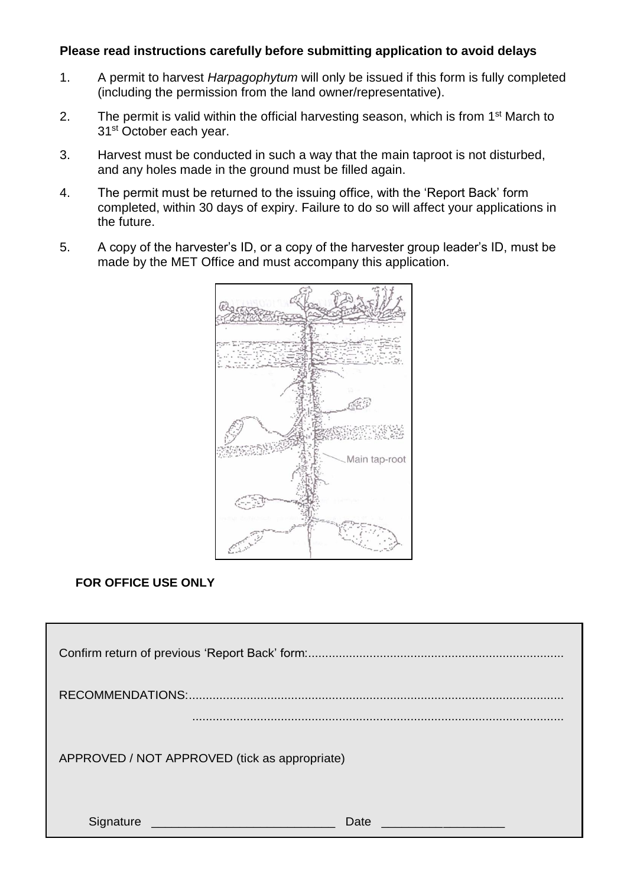**Please read instructions carefully before submitting application to avoid delays**

1. A permit to harvest *Harpagophytum* will only be issued if this form is fully completed (including the permission from the land owner/representative).
2. The permit is valid within the official harvesting season, which is from 1st March to 31st October each year.
3. Harvest must be conducted in such a way that the main taproot is not disturbed, and any holes made in the ground must be filled again.
4. The permit must be returned to the issuing office, with the 'Report Back' form completed, within 30 days of expiry. Failure to do so will affect your applications in the future.
5. A copy of the harvester's ID, or a copy of the harvester group leader's ID, must be made by the MET Office and must accompany this application.

Main tap-root

**FOR OFFICE USE ONLY**

Confirm return of previous 'Report Back' form:..........................................................................

RECOMMENDATIONS:............................................................................................................
..........................................................................................................

APPROVED / NOT APPROVED (tick as appropriate)

Signature ___________________________ Date __________________